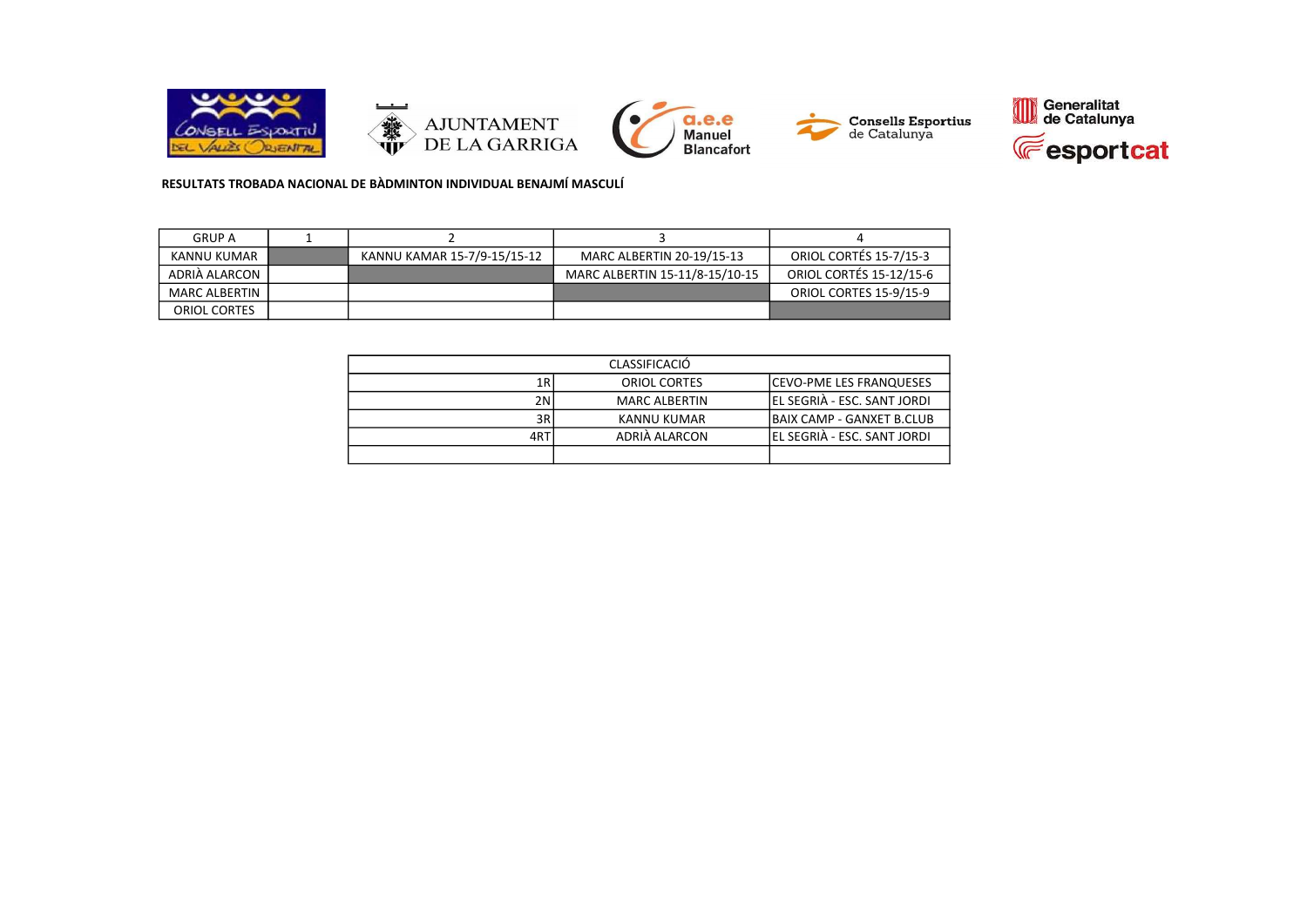**RESULTATS TROBADA NACIONAL DE BÀDMINTON INDIVIDUAL BENJAMÍ MASCULÍ**

| GRUP A | 1 | 2 | 3 | 4 |
|---|---|---|---|---|
| KANNU KUMAR | | KANNU KAMAR 15-7/9-15/15-12 | MARC ALBERTIN 20-19/15-13 | ORIOL CORTÉS 15-7/15-3 |
| ADRIÀ ALARCON | | | MARC ALBERTIN 15-11/8-15/10-15 | ORIOL CORTÉS 15-12/15-6 |
| MARC ALBERTIN | | | | ORIOL CORTES 15-9/15-9 |
| ORIOL CORTES | | | | |

| CLASSIFICACIÓ | | |
|---|---|---|
| 1R | ORIOL CORTES | CEVO-PME LES FRANQUESES |
| 2N | MARC ALBERTIN | EL SEGRIÀ - ESC. SANT JORDI |
| 3R | KANNU KUMAR | BAIX CAMP - GANXET B.CLUB |
| 4RT | ADRIÀ ALARCON | EL SEGRIÀ - ESC. SANT JORDI |
| | | |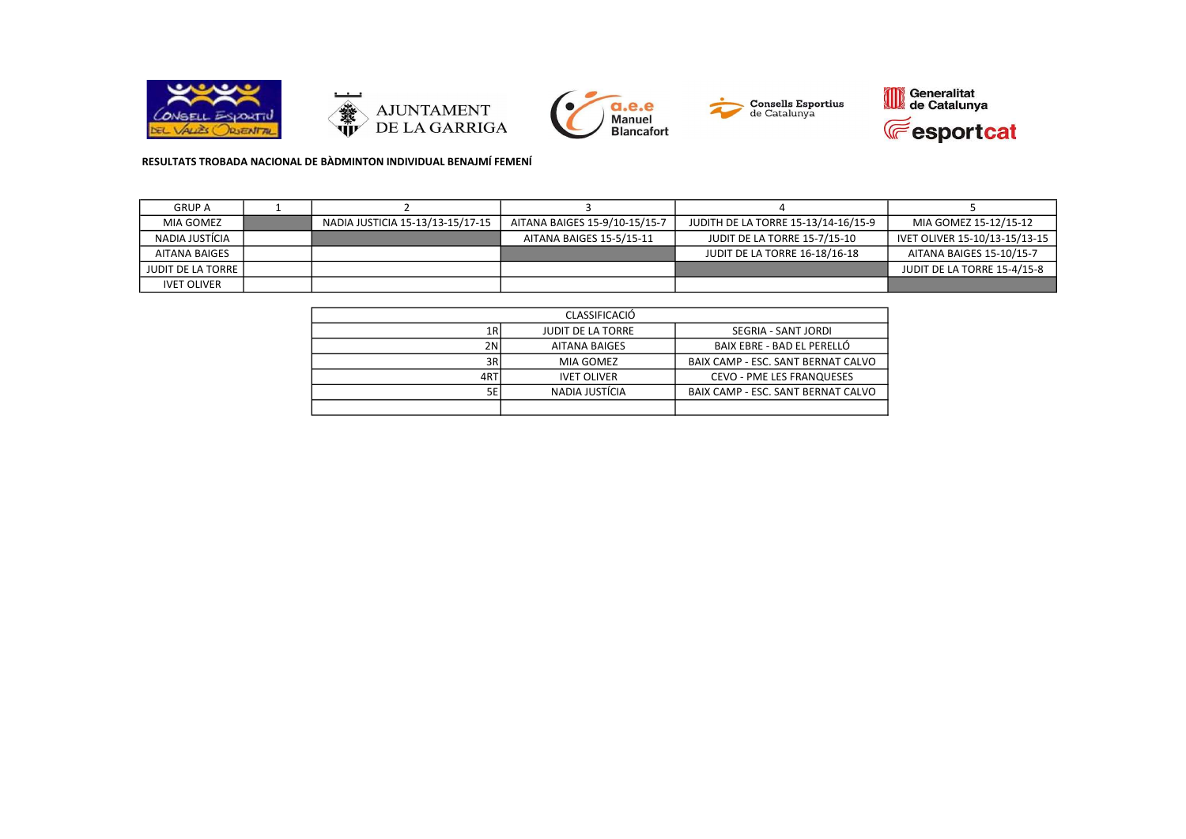**RESULTATS TROBADA NACIONAL DE BÀDMINTON INDIVIDUAL BENAJMÍ FEMENÍ**

| GRUP A | 1 | 2 | 3 | 4 | 5 |
|---|---|---|---|---|---|
| MIA GOMEZ | | NADIA JUSTICIA 15-13/13-15/17-15 | AITANA BAIGES 15-9/10-15/15-7 | JUDITH DE LA TORRE 15-13/14-16/15-9 | MIA GOMEZ 15-12/15-12 |
| NADIA JUSTÍCIA | | | AITANA BAIGES 15-5/15-11 | JUDIT DE LA TORRE 15-7/15-10 | IVET OLIVER 15-10/13-15/13-15 |
| AITANA BAIGES | | | | JUDIT DE LA TORRE 16-18/16-18 | AITANA BAIGES 15-10/15-7 |
| JUDIT DE LA TORRE | | | | | JUDIT DE LA TORRE 15-4/15-8 |
| IVET OLIVER | | | | | |

| CLASSIFICACIÓ | | |
|---|---|---|
| 1R | JUDIT DE LA TORRE | SEGRIA - SANT JORDI |
| 2N | AITANA BAIGES | BAIX EBRE - BAD EL PERELLÓ |
| 3R | MIA GOMEZ | BAIX CAMP - ESC. SANT BERNAT CALVO |
| 4RT | IVET OLIVER | CEVO - PME LES FRANQUESES |
| 5E | NADIA JUSTÍCIA | BAIX CAMP - ESC. SANT BERNAT CALVO |
| | | |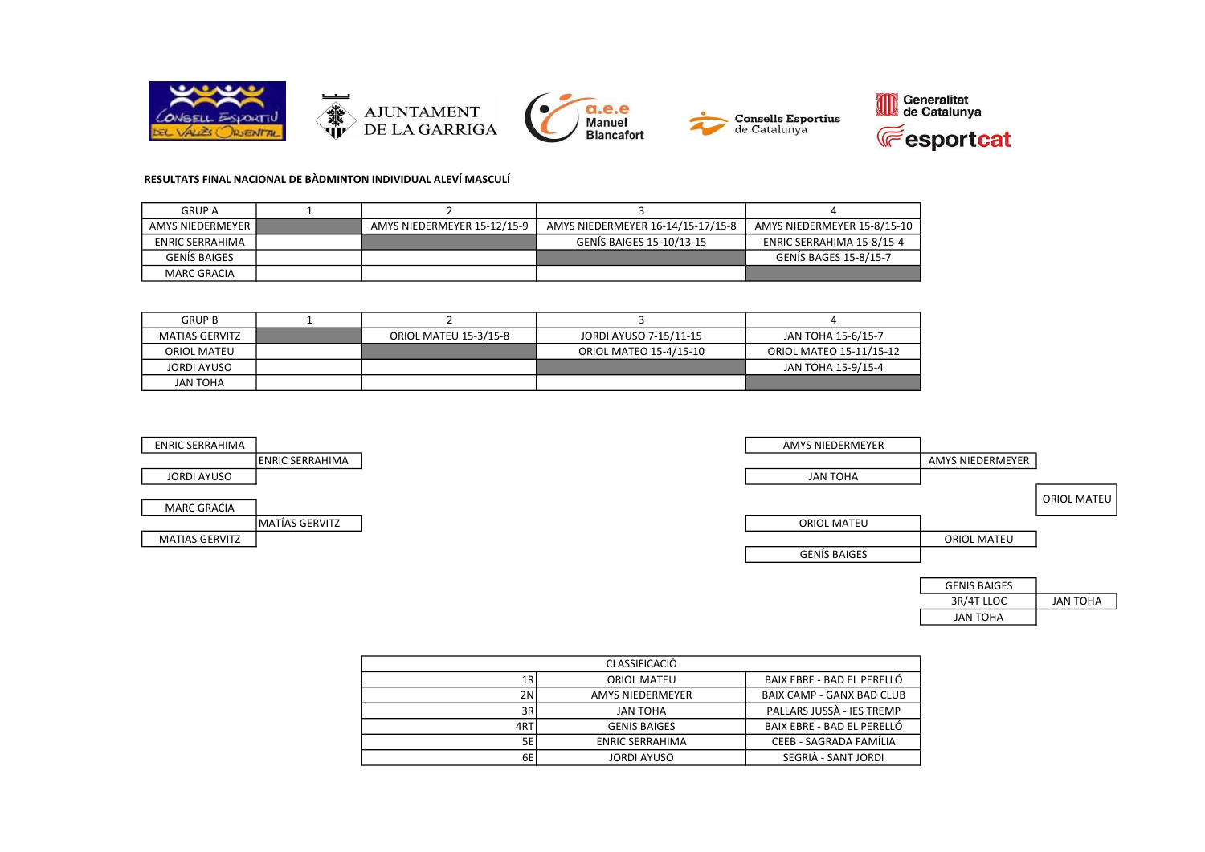**RESULTATS FINAL NACIONAL DE BÀDMINTON INDIVIDUAL ALEVÍ MASCULÍ**

| GRUP A | 1 | 2 | 3 | 4 |
|---|---|---|---|---|
| AMYS NIEDERMEYER | | AMYS NIEDERMEYER 15-12/15-9 | AMYS NIEDERMEYER 16-14/15-17/15-8 | AMYS NIEDERMEYER 15-8/15-10 |
| ENRIC SERRAHIMA | | | GENÍS BAIGES 15-10/13-15 | ENRIC SERRAHIMA 15-8/15-4 |
| GENÍS BAIGES | | | | GENÍS BAGES 15-8/15-7 |
| MARC GRACIA | | | | |

| GRUP B | 1 | 2 | 3 | 4 |
|---|---|---|---|---|
| MATIAS GERVITZ | | ORIOL MATEU 15-3/15-8 | JORDI AYUSO 7-15/11-15 | JAN TOHA 15-6/15-7 |
| ORIOL MATEU | | | ORIOL MATEO 15-4/15-10 | ORIOL MATEO 15-11/15-12 |
| JORDI AYUSO | | | | JAN TOHA 15-9/15-4 |
| JAN TOHA | | | | |

| Partit | Jugadors | Guanyador |
|---|---|---|
| 5è/6è | ENRIC SERRAHIMA – JORDI AYUSO | ENRIC SERRAHIMA |
| 7è/8è | MARC GRACIA – MATIAS GERVITZ | MATÍAS GERVITZ |
| Semifinal | AMYS NIEDERMEYER – JAN TOHA | AMYS NIEDERMEYER |
| Semifinal | ORIOL MATEU – GENÍS BAIGES | ORIOL MATEU |
| Final | AMYS NIEDERMEYER – ORIOL MATEU | ORIOL MATEU |
| 3R/4T LLOC | GENIS BAIGES – JAN TOHA | JAN TOHA |

| CLASSIFICACIÓ | | |
|---|---|---|
| 1R | ORIOL MATEU | BAIX EBRE - BAD EL PERELLÓ |
| 2N | AMYS NIEDERMEYER | BAIX CAMP - GANX BAD CLUB |
| 3R | JAN TOHA | PALLARS JUSSÀ - IES TREMP |
| 4RT | GENIS BAIGES | BAIX EBRE - BAD EL PERELLÓ |
| 5E | ENRIC SERRAHIMA | CEEB - SAGRADA FAMÍLIA |
| 6E | JORDI AYUSO | SEGRIÀ - SANT JORDI |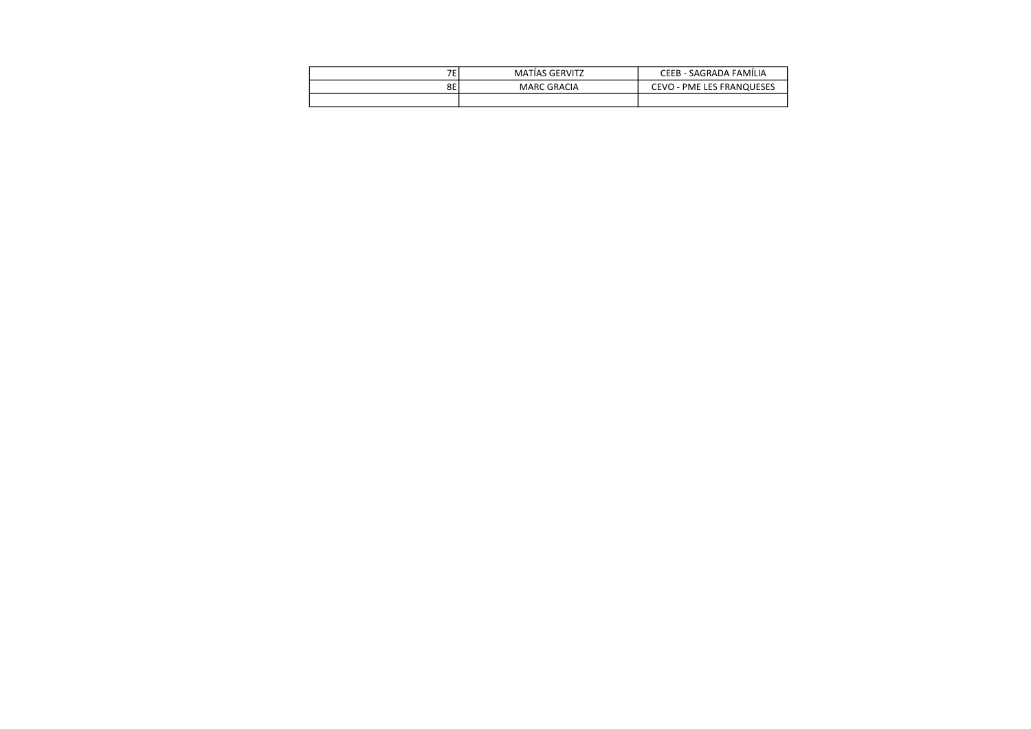| | | |
|---|---|---|
| 7E | MATÍAS GERVITZ | CEEB - SAGRADA FAMÍLIA |
| 8E | MARC GRACIA | CEVO - PME LES FRANQUESES |
| | | |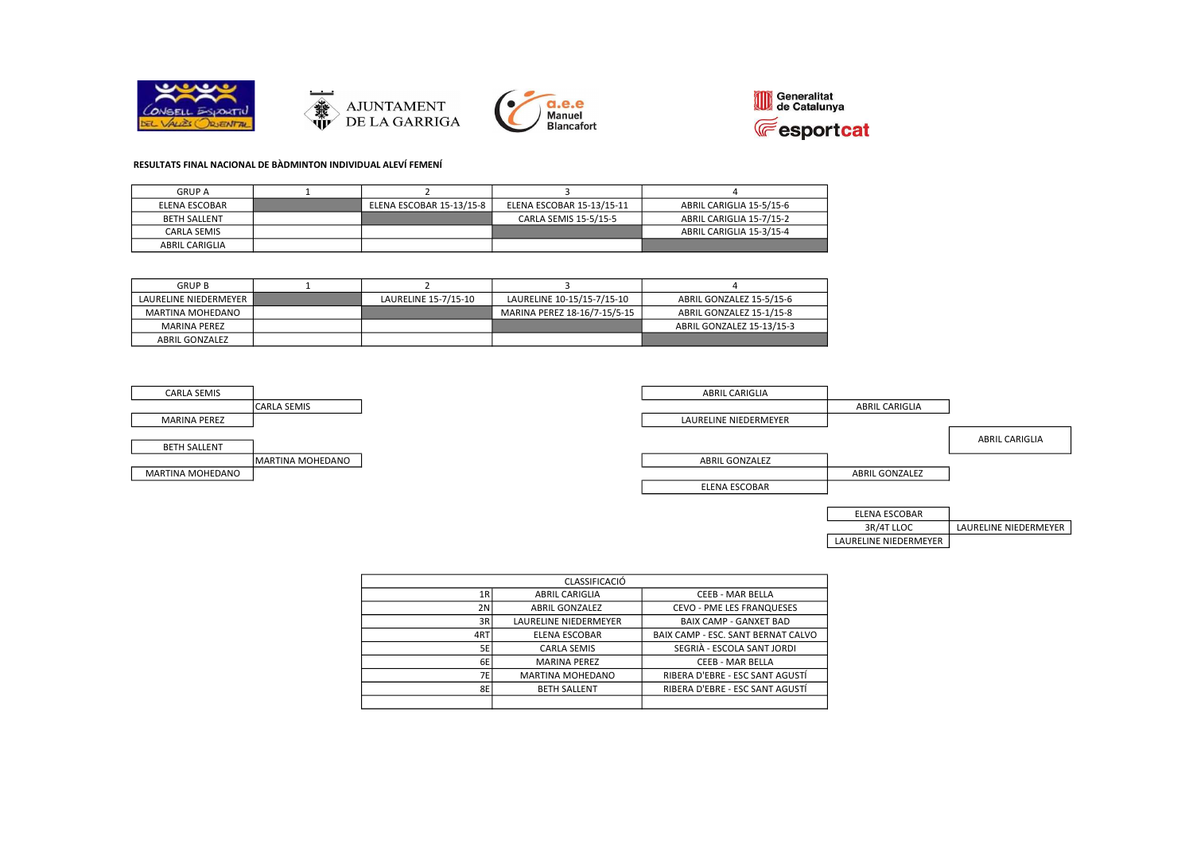**RESULTATS FINAL NACIONAL DE BÀDMINTON INDIVIDUAL ALEVÍ FEMENÍ**

| GRUP A | 1 | 2 | 3 | 4 |
|---|---|---|---|---|
| ELENA ESCOBAR | | ELENA ESCOBAR 15-13/15-8 | ELENA ESCOBAR 15-13/15-11 | ABRIL CARIGLIA 15-5/15-6 |
| BETH SALLENT | | | CARLA SEMIS 15-5/15-5 | ABRIL CARIGLIA 15-7/15-2 |
| CARLA SEMIS | | | | ABRIL CARIGLIA 15-3/15-4 |
| ABRIL CARIGLIA | | | | |

| GRUP B | 1 | 2 | 3 | 4 |
|---|---|---|---|---|
| LAURELINE NIEDERMEYER | | LAURELINE 15-7/15-10 | LAURELINE 10-15/15-7/15-10 | ABRIL GONZALEZ 15-5/15-6 |
| MARTINA MOHEDANO | | | MARINA PEREZ 18-16/7-15/5-15 | ABRIL GONZALEZ 15-1/15-8 |
| MARINA PEREZ | | | | ABRIL GONZALEZ 15-13/15-3 |
| ABRIL GONZALEZ | | | | |

CARLA SEMIS / MARINA PEREZ → CARLA SEMIS

BETH SALLENT / MARTINA MOHEDANO → MARTINA MOHEDANO

ABRIL CARIGLIA / LAURELINE NIEDERMEYER → ABRIL CARIGLIA

ABRIL GONZALEZ / ELENA ESCOBAR → ABRIL GONZALEZ

ABRIL CARIGLIA / ABRIL GONZALEZ → ABRIL CARIGLIA

3R/4T LLOC: ELENA ESCOBAR / LAURELINE NIEDERMEYER → LAURELINE NIEDERMEYER

| CLASSIFICACIÓ | | |
|---|---|---|
| 1R | ABRIL CARIGLIA | CEEB - MAR BELLA |
| 2N | ABRIL GONZALEZ | CEVO - PME LES FRANQUESES |
| 3R | LAURELINE NIEDERMEYER | BAIX CAMP - GANXET BAD |
| 4RT | ELENA ESCOBAR | BAIX CAMP - ESC. SANT BERNAT CALVO |
| 5E | CARLA SEMIS | SEGRIÀ - ESCOLA SANT JORDI |
| 6E | MARINA PEREZ | CEEB - MAR BELLA |
| 7E | MARTINA MOHEDANO | RIBERA D'EBRE - ESC SANT AGUSTÍ |
| 8E | BETH SALLENT | RIBERA D'EBRE - ESC SANT AGUSTÍ |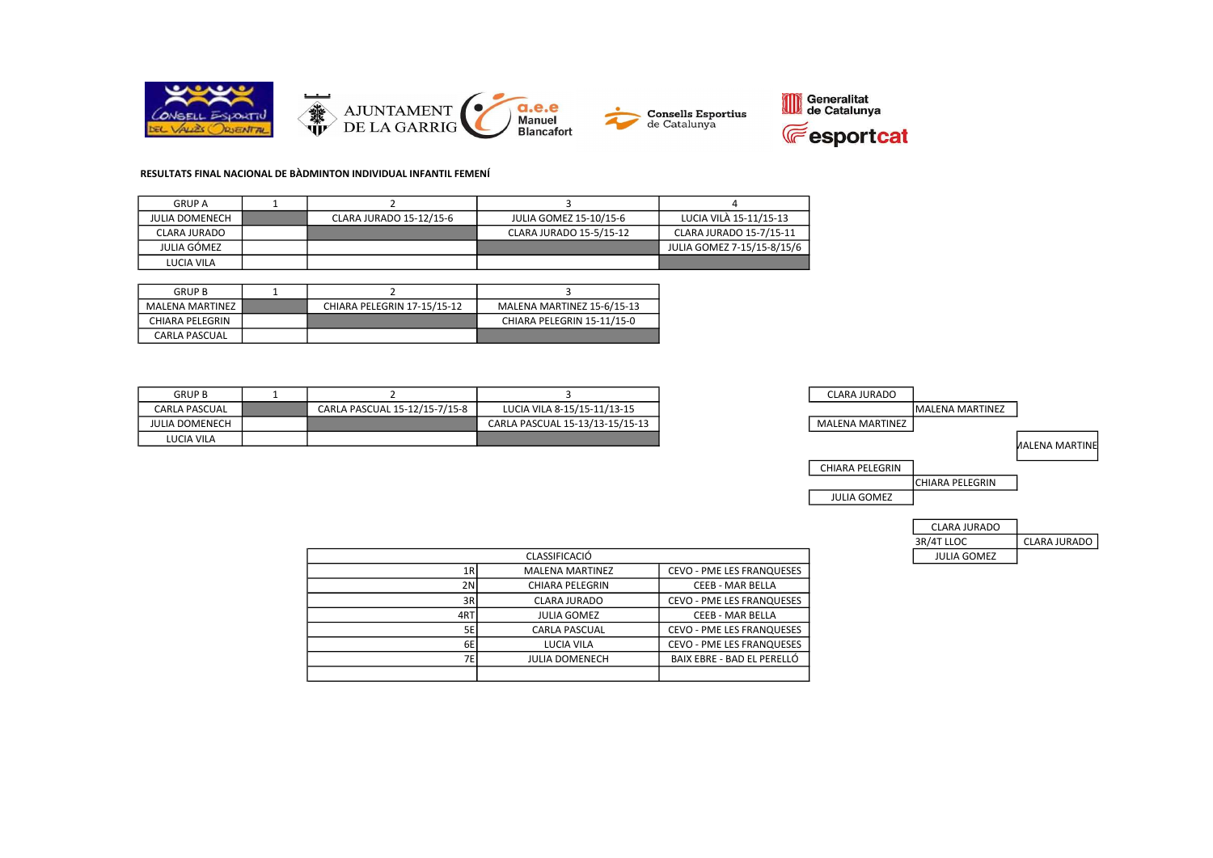RESULTATS FINAL NACIONAL DE BÀDMINTON INDIVIDUAL INFANTIL FEMENÍ

| GRUP A | 1 | 2 | 3 | 4 |
|---|---|---|---|---|
| JULIA DOMENECH | | CLARA JURADO 15-12/15-6 | JULIA GOMEZ 15-10/15-6 | LUCIA VILÀ 15-11/15-13 |
| CLARA JURADO | | | CLARA JURADO 15-5/15-12 | CLARA JURADO 15-7/15-11 |
| JULIA GÓMEZ | | | | JULIA GOMEZ 7-15/15-8/15/6 |
| LUCIA VILA | | | | |

| GRUP B | 1 | 2 | 3 |
|---|---|---|---|
| MALENA MARTINEZ | | CHIARA PELEGRIN 17-15/15-12 | MALENA MARTINEZ 15-6/15-13 |
| CHIARA PELEGRIN | | | CHIARA PELEGRIN 15-11/15-0 |
| CARLA PASCUAL | | | |

| GRUP B | 1 | 2 | 3 |
|---|---|---|---|
| CARLA PASCUAL | | CARLA PASCUAL 15-12/15-7/15-8 | LUCIA VILA 8-15/15-11/13-15 |
| JULIA DOMENECH | | | CARLA PASCUAL 15-13/13-15/15-13 |
| LUCIA VILA | | | |

| Semifinal | Final | Campiona |
|---|---|---|
| CLARA JURADO | MALENA MARTINEZ | MALENA MARTINE |
| MALENA MARTINEZ | | |
| CHIARA PELEGRIN | CHIARA PELEGRIN | |
| JULIA GOMEZ | | |

| 3R/4T LLOC | |
|---|---|
| CLARA JURADO | CLARA JURADO |
| JULIA GOMEZ | |

| CLASSIFICACIÓ | | |
|---|---|---|
| 1R | MALENA MARTINEZ | CEVO - PME LES FRANQUESES |
| 2N | CHIARA PELEGRIN | CEEB - MAR BELLA |
| 3R | CLARA JURADO | CEVO - PME LES FRANQUESES |
| 4RT | JULIA GOMEZ | CEEB - MAR BELLA |
| 5E | CARLA PASCUAL | CEVO - PME LES FRANQUESES |
| 6E | LUCIA VILA | CEVO - PME LES FRANQUESES |
| 7E | JULIA DOMENECH | BAIX EBRE - BAD EL PERELLÓ |
| | | |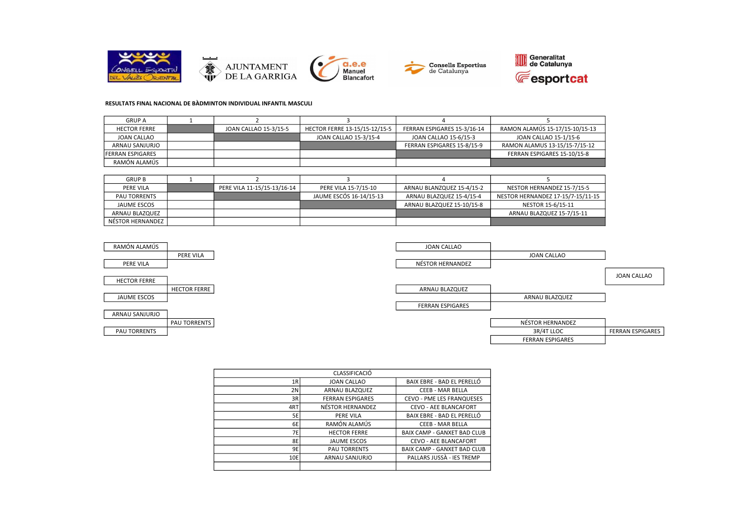RESULTATS FINAL NACIONAL DE BÀDMINTON INDIVIDUAL INFANTIL MASCULI

| GRUP A | 1 | 2 | 3 | 4 | 5 |
|---|---|---|---|---|---|
| HECTOR FERRE | | JOAN CALLAO 15-3/15-5 | HECTOR FERRE 13-15/15-12/15-5 | FERRAN ESPIGARES 15-3/16-14 | RAMON ALAMÚS 15-17/15-10/15-13 |
| JOAN CALLAO | | | JOAN CALLAO 15-3/15-4 | JOAN CALLAO 15-6/15-3 | JOAN CALLAO 15-1/15-6 |
| ARNAU SANJURJO | | | | FERRAN ESPIGARES 15-8/15-9 | RAMON ALAMUS 13-15/15-7/15-12 |
| FERRAN ESPIGARES | | | | | FERRAN ESPIGARES 15-10/15-8 |
| RAMÓN ALAMÚS | | | | | |

| GRUP B | 1 | 2 | 3 | 4 | 5 |
|---|---|---|---|---|---|
| PERE VILA | | PERE VILA 11-15/15-13/16-14 | PERE VILA 15-7/15-10 | ARNAU BLANZQUEZ 15-4/15-2 | NESTOR HERNANDEZ 15-7/15-5 |
| PAU TORRENTS | | | JAUME ESCÓS 16-14/15-13 | ARNAU BLAZQUEZ 15-4/15-4 | NESTOR HERNANDEZ 17-15/7-15/11-15 |
| JAUME ESCOS | | | | ARNAU BLAZQUEZ 15-10/15-8 | NESTOR 15-6/15-11 |
| ARNAU BLAZQUEZ | | | | | ARNAU BLAZQUEZ 15-7/15-11 |
| NÉSTOR HERNANDEZ | | | | | |

RAMÓN ALAMÚS – PERE VILA → PERE VILA

HECTOR FERRE – JAUME ESCOS → HECTOR FERRE

ARNAU SANJURJO – PAU TORRENTS → PAU TORRENTS

JOAN CALLAO – NÉSTOR HERNANDEZ → JOAN CALLAO

ARNAU BLAZQUEZ – FERRAN ESPIGARES → ARNAU BLAZQUEZ

JOAN CALLAO – ARNAU BLAZQUEZ → JOAN CALLAO

3R/4T LLOC: NÉSTOR HERNANDEZ – FERRAN ESPIGARES → FERRAN ESPIGARES

| CLASSIFICACIÓ | | |
|---|---|---|
| 1R | JOAN CALLAO | BAIX EBRE - BAD EL PERELLÓ |
| 2N | ARNAU BLAZQUEZ | CEEB - MAR BELLA |
| 3R | FERRAN ESPIGARES | CEVO - PME LES FRANQUESES |
| 4RT | NÉSTOR HERNANDEZ | CEVO - AEE BLANCAFORT |
| 5E | PERE VILA | BAIX EBRE - BAD EL PERELLÓ |
| 6E | RAMÓN ALAMÚS | CEEB - MAR BELLA |
| 7E | HECTOR FERRE | BAIX CAMP - GANXET BAD CLUB |
| 8E | JAUME ESCOS | CEVO - AEE BLANCAFORT |
| 9E | PAU TORRENTS | BAIX CAMP - GANXET BAD CLUB |
| 10E | ARNAU SANJURJO | PALLARS JUSSÀ - IES TREMP |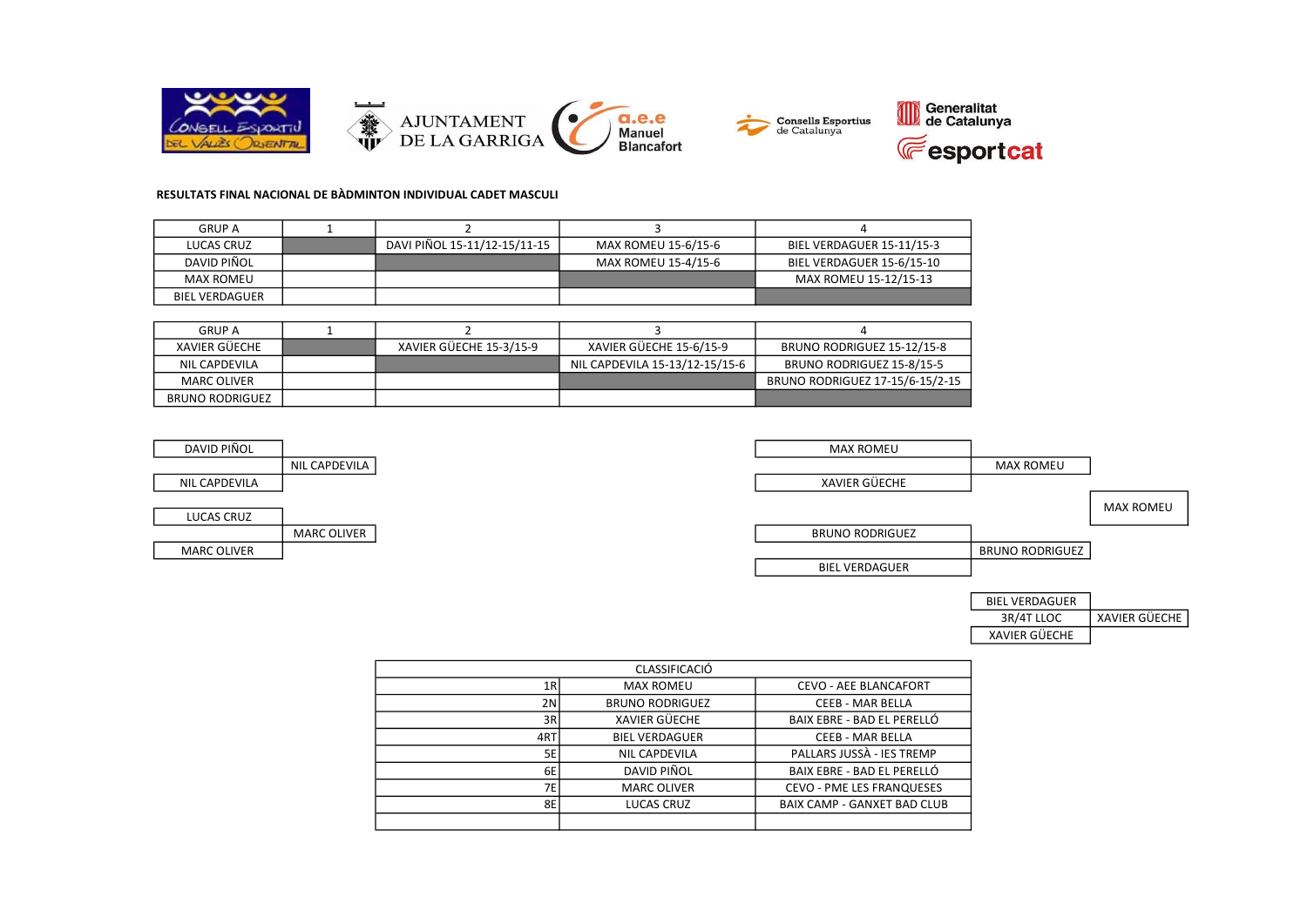AJUNTAMENT DE LA GARRIGA

a.e.e Manuel Blancafort

Consells Esportius de Catalunya

Generalitat de Catalunya

esportcat

**RESULTATS FINAL NACIONAL DE BÀDMINTON INDIVIDUAL CADET MASCULI**

| GRUP A | 1 | 2 | 3 | 4 |
|---|---|---|---|---|
| LUCAS CRUZ | | DAVI PIÑOL 15-11/12-15/11-15 | MAX ROMEU 15-6/15-6 | BIEL VERDAGUER 15-11/15-3 |
| DAVID PIÑOL | | | MAX ROMEU 15-4/15-6 | BIEL VERDAGUER 15-6/15-10 |
| MAX ROMEU | | | | MAX ROMEU 15-12/15-13 |
| BIEL VERDAGUER | | | | |

| GRUP A | 1 | 2 | 3 | 4 |
|---|---|---|---|---|
| XAVIER GÜECHE | | XAVIER GÜECHE 15-3/15-9 | XAVIER GÜECHE 15-6/15-9 | BRUNO RODRIGUEZ 15-12/15-8 |
| NIL CAPDEVILA | | | NIL CAPDEVILA 15-13/12-15/15-6 | BRUNO RODRIGUEZ 15-8/15-5 |
| MARC OLIVER | | | | BRUNO RODRIGUEZ 17-15/6-15/2-15 |
| BRUNO RODRIGUEZ | | | | |

DAVID PIÑOL / NIL CAPDEVILA → NIL CAPDEVILA

LUCAS CRUZ / MARC OLIVER → MARC OLIVER

MAX ROMEU / XAVIER GÜECHE → MAX ROMEU

BRUNO RODRIGUEZ / BIEL VERDAGUER → BRUNO RODRIGUEZ

MAX ROMEU / BRUNO RODRIGUEZ → MAX ROMEU

3R/4T LLOC: BIEL VERDAGUER / XAVIER GÜECHE → XAVIER GÜECHE

| CLASSIFICACIÓ | | |
|---|---|---|
| 1R | MAX ROMEU | CEVO - AEE BLANCAFORT |
| 2N | BRUNO RODRIGUEZ | CEEB - MAR BELLA |
| 3R | XAVIER GÜECHE | BAIX EBRE - BAD EL PERELLÓ |
| 4RT | BIEL VERDAGUER | CEEB - MAR BELLA |
| 5E | NIL CAPDEVILA | PALLARS JUSSÀ - IES TREMP |
| 6E | DAVID PIÑOL | BAIX EBRE - BAD EL PERELLÓ |
| 7E | MARC OLIVER | CEVO - PME LES FRANQUESES |
| 8E | LUCAS CRUZ | BAIX CAMP - GANXET BAD CLUB |
| | | |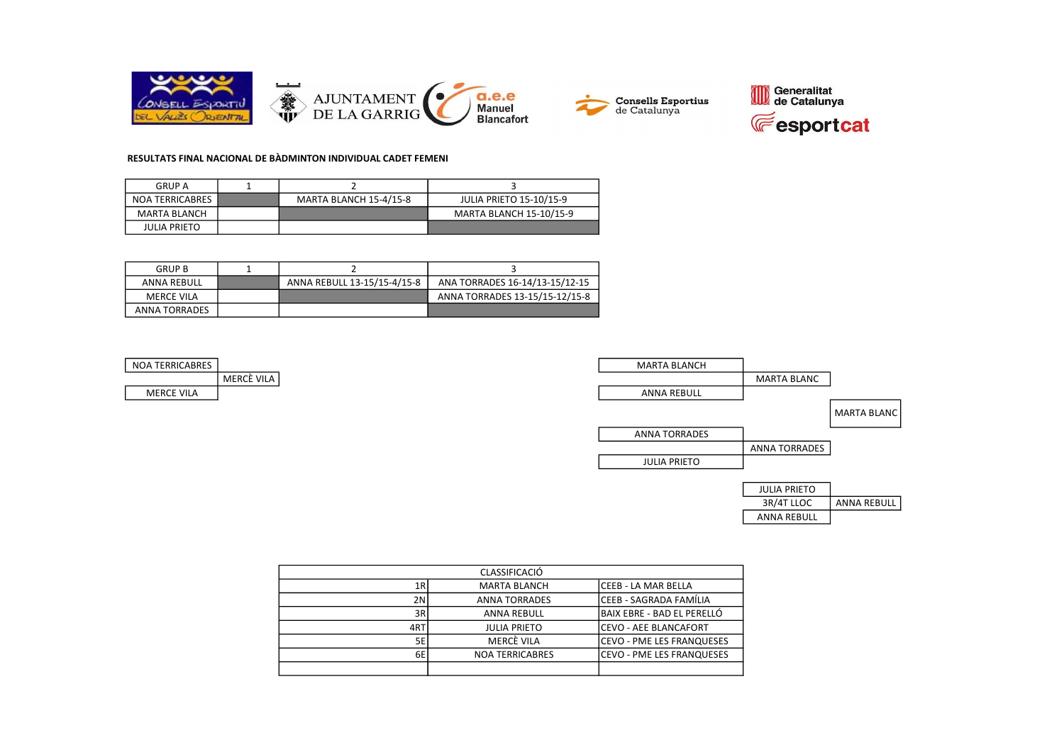AJUNTAMENT DE LA GARRIG

a.e.e Manuel Blancafort

Consells Esportius de Catalunya

Generalitat de Catalunya

esportcat

**RESULTATS FINAL NACIONAL DE BÀDMINTON INDIVIDUAL CADET FEMENI**

| GRUP A | 1 | 2 | 3 |
|---|---|---|---|
| NOA TERRICABRES | | MARTA BLANCH 15-4/15-8 | JULIA PRIETO 15-10/15-9 |
| MARTA BLANCH | | | MARTA BLANCH 15-10/15-9 |
| JULIA PRIETO | | | |

| GRUP B | 1 | 2 | 3 |
|---|---|---|---|
| ANNA REBULL | | ANNA REBULL 13-15/15-4/15-8 | ANA TORRADES 16-14/13-15/12-15 |
| MERCE VILA | | | ANNA TORRADES 13-15/15-12/15-8 |
| ANNA TORRADES | | | |

NOA TERRICABRES vs MERCE VILA → MERCÈ VILA

MARTA BLANCH vs ANNA REBULL → MARTA BLANC

ANNA TORRADES vs JULIA PRIETO → ANNA TORRADES

MARTA BLANC vs ANNA TORRADES → MARTA BLANC

3R/4T LLOC: JULIA PRIETO vs ANNA REBULL → ANNA REBULL

| CLASSIFICACIÓ | | |
|---|---|---|
| 1R | MARTA BLANCH | CEEB - LA MAR BELLA |
| 2N | ANNA TORRADES | CEEB - SAGRADA FAMÍLIA |
| 3R | ANNA REBULL | BAIX EBRE - BAD EL PERELLÓ |
| 4RT | JULIA PRIETO | CEVO - AEE BLANCAFORT |
| 5E | MERCÈ VILA | CEVO - PME LES FRANQUESES |
| 6E | NOA TERRICABRES | CEVO - PME LES FRANQUESES |
| | | |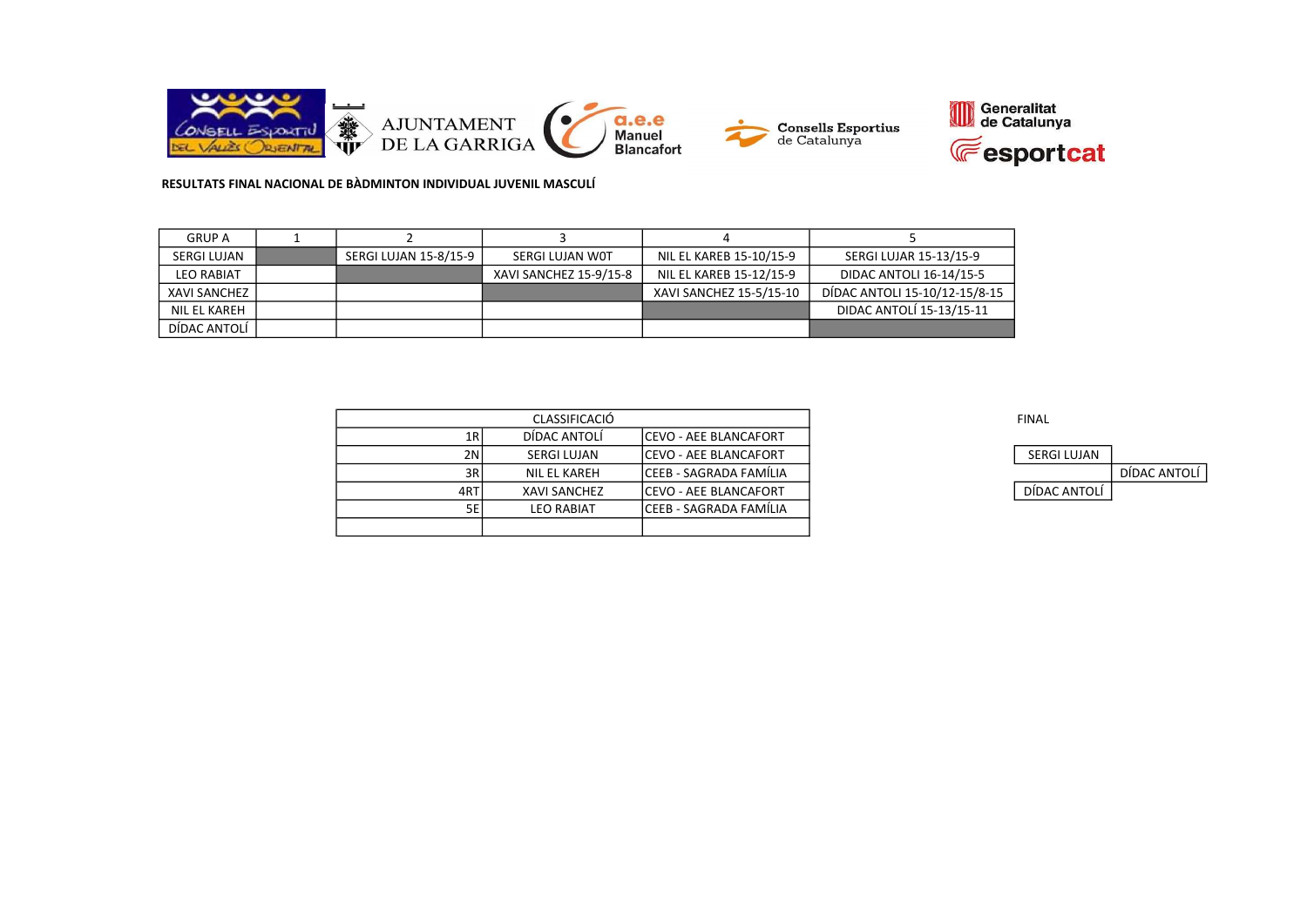**RESULTATS FINAL NACIONAL DE BÀDMINTON INDIVIDUAL JUVENIL MASCULÍ**

| GRUP A | 1 | 2 | 3 | 4 | 5 |
|---|---|---|---|---|---|
| SERGI LUJAN | | SERGI LUJAN 15-8/15-9 | SERGI LUJAN W0T | NIL EL KAREB 15-10/15-9 | SERGI LUJAR 15-13/15-9 |
| LEO RABIAT | | | XAVI SANCHEZ 15-9/15-8 | NIL EL KAREB 15-12/15-9 | DIDAC ANTOLI 16-14/15-5 |
| XAVI SANCHEZ | | | | XAVI SANCHEZ 15-5/15-10 | DÍDAC ANTOLI 15-10/12-15/8-15 |
| NIL EL KAREH | | | | | DIDAC ANTOLÍ 15-13/15-11 |
| DÍDAC ANTOLÍ | | | | | |

| CLASSIFICACIÓ | | |
|---|---|---|
| 1R | DÍDAC ANTOLÍ | CEVO - AEE BLANCAFORT |
| 2N | SERGI LUJAN | CEVO - AEE BLANCAFORT |
| 3R | NIL EL KAREH | CEEB - SAGRADA FAMÍLIA |
| 4RT | XAVI SANCHEZ | CEVO - AEE BLANCAFORT |
| 5E | LEO RABIAT | CEEB - SAGRADA FAMÍLIA |
| | | |

FINAL

| FINAL | |
|---|---|
| SERGI LUJAN | |
| | DÍDAC ANTOLÍ |
| DÍDAC ANTOLÍ | |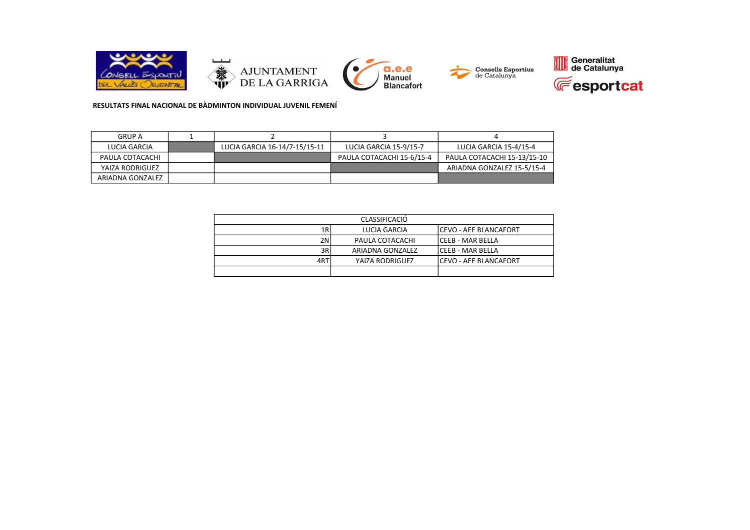**RESULTATS FINAL NACIONAL DE BÀDMINTON INDIVIDUAL JUVENIL FEMENÍ**

| GRUP A | 1 | 2 | 3 | 4 |
|---|---|---|---|---|
| LUCIA GARCIA | | LUCIA GARCIA 16-14/7-15/15-11 | LUCIA GARCIA 15-9/15-7 | LUCIA GARCIA 15-4/15-4 |
| PAULA COTACACHI | | | PAULA COTACACHI 15-6/15-4 | PAULA COTACACHI 15-13/15-10 |
| YAIZA RODRIGUEZ | | | | ARIADNA GONZALEZ 15-5/15-4 |
| ARIADNA GONZALEZ | | | | |

| CLASSIFICACIÓ | | |
|---|---|---|
| 1R | LUCIA GARCIA | CEVO - AEE BLANCAFORT |
| 2N | PAULA COTACACHI | CEEB - MAR BELLA |
| 3R | ARIADNA GONZALEZ | CEEB - MAR BELLA |
| 4RT | YAIZA RODRIGUEZ | CEVO - AEE BLANCAFORT |
| | | |